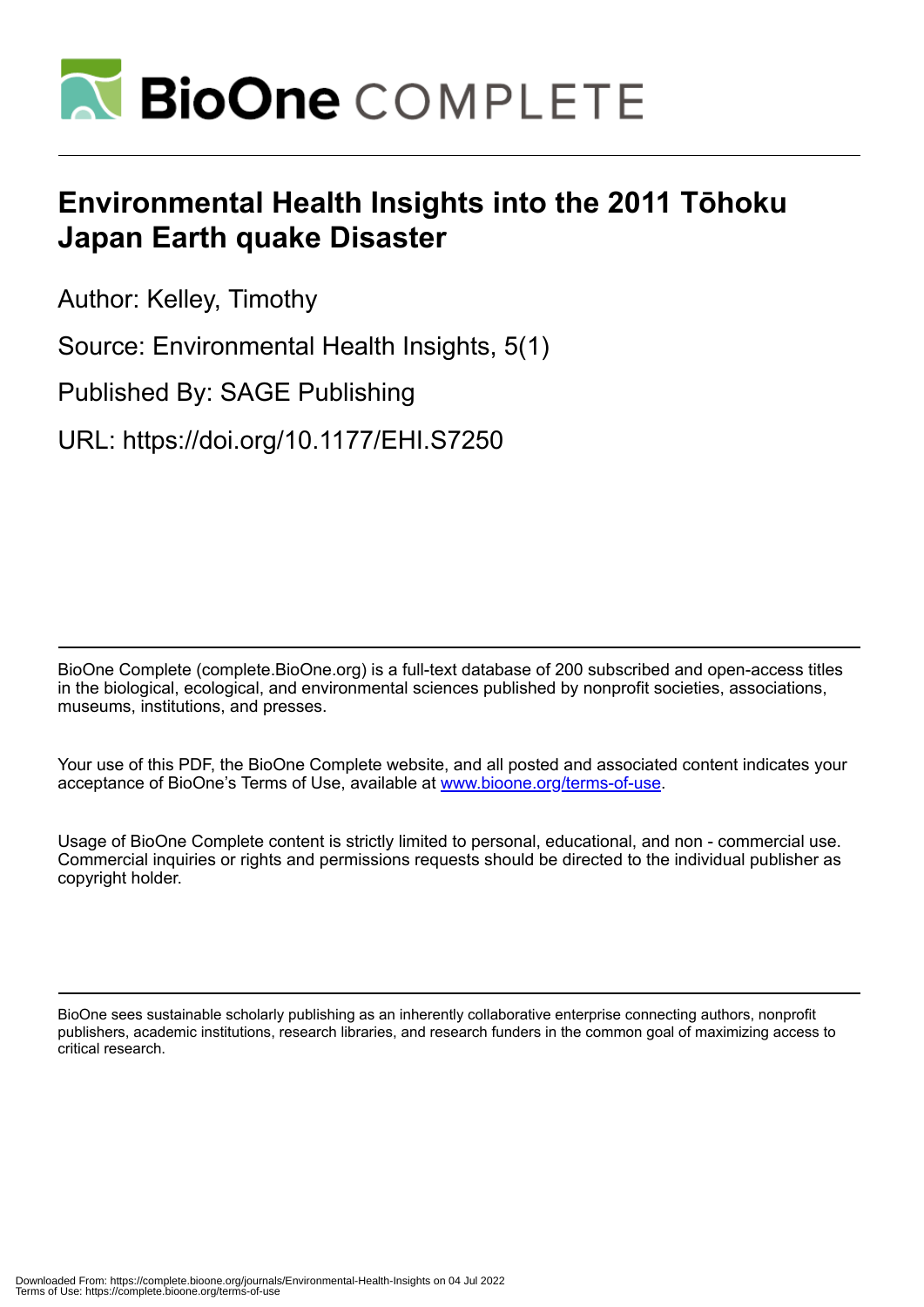# BioOne COMPLETE

# Environmental Health Insights into the 2011 Tōhoku Japan Earth quake Disaster

Author: Kelley, Timothy

Source: Environmental Health Insights, 5(1)

Published By: SAGE Publishing

URL: https://doi.org/10.1177/EHI.S7250

---

BioOne Complete (complete.BioOne.org) is a full-text database of 200 subscribed and open-access titles in the biological, ecological, and environmental sciences published by nonprofit societies, associations, museums, institutions, and presses.

Your use of this PDF, the BioOne Complete website, and all posted and associated content indicates your acceptance of BioOne's Terms of Use, available at www.bioone.org/terms-of-use.

Usage of BioOne Complete content is strictly limited to personal, educational, and non - commercial use. Commercial inquiries or rights and permissions requests should be directed to the individual publisher as copyright holder.

---

BioOne sees sustainable scholarly publishing as an inherently collaborative enterprise connecting authors, nonprofit publishers, academic institutions, research libraries, and research funders in the common goal of maximizing access to critical research.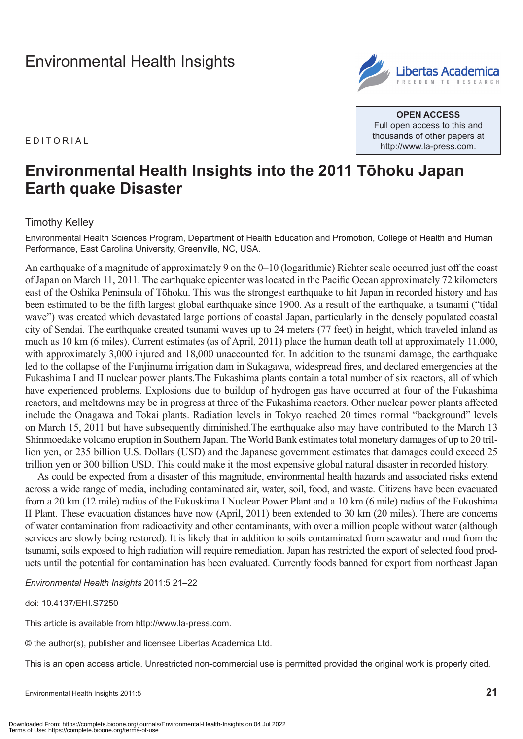# Environmental Health Insights

EDITORIAL

**OPEN ACCESS**
Full open access to this and thousands of other papers at http://www.la-press.com.

# Environmental Health Insights into the 2011 Tōhoku Japan Earth quake Disaster

Timothy Kelley

Environmental Health Sciences Program, Department of Health Education and Promotion, College of Health and Human Performance, East Carolina University, Greenville, NC, USA.

An earthquake of a magnitude of approximately 9 on the 0–10 (logarithmic) Richter scale occurred just off the coast of Japan on March 11, 2011. The earthquake epicenter was located in the Pacific Ocean approximately 72 kilometers east of the Oshika Peninsula of Tōhoku. This was the strongest earthquake to hit Japan in recorded history and has been estimated to be the fifth largest global earthquake since 1900. As a result of the earthquake, a tsunami ("tidal wave") was created which devastated large portions of coastal Japan, particularly in the densely populated coastal city of Sendai. The earthquake created tsunami waves up to 24 meters (77 feet) in height, which traveled inland as much as 10 km (6 miles). Current estimates (as of April, 2011) place the human death toll at approximately 11,000, with approximately 3,000 injured and 18,000 unaccounted for. In addition to the tsunami damage, the earthquake led to the collapse of the Funjinuma irrigation dam in Sukagawa, widespread fires, and declared emergencies at the Fukashima I and II nuclear power plants.The Fukashima plants contain a total number of six reactors, all of which have experienced problems. Explosions due to buildup of hydrogen gas have occurred at four of the Fukashima reactors, and meltdowns may be in progress at three of the Fukashima reactors. Other nuclear power plants affected include the Onagawa and Tokai plants. Radiation levels in Tokyo reached 20 times normal "background" levels on March 15, 2011 but have subsequently diminished.The earthquake also may have contributed to the March 13 Shinmoedake volcano eruption in Southern Japan. The World Bank estimates total monetary damages of up to 20 trillion yen, or 235 billion U.S. Dollars (USD) and the Japanese government estimates that damages could exceed 25 trillion yen or 300 billion USD. This could make it the most expensive global natural disaster in recorded history.

As could be expected from a disaster of this magnitude, environmental health hazards and associated risks extend across a wide range of media, including contaminated air, water, soil, food, and waste. Citizens have been evacuated from a 20 km (12 mile) radius of the Fukuskima I Nuclear Power Plant and a 10 km (6 mile) radius of the Fukushima II Plant. These evacuation distances have now (April, 2011) been extended to 30 km (20 miles). There are concerns of water contamination from radioactivity and other contaminants, with over a million people without water (although services are slowly being restored). It is likely that in addition to soils contaminated from seawater and mud from the tsunami, soils exposed to high radiation will require remediation. Japan has restricted the export of selected food products until the potential for contamination has been evaluated. Currently foods banned for export from northeast Japan

*Environmental Health Insights* 2011:5 21–22

doi: 10.4137/EHI.S7250

This article is available from http://www.la-press.com.

© the author(s), publisher and licensee Libertas Academica Ltd.

This is an open access article. Unrestricted non-commercial use is permitted provided the original work is properly cited.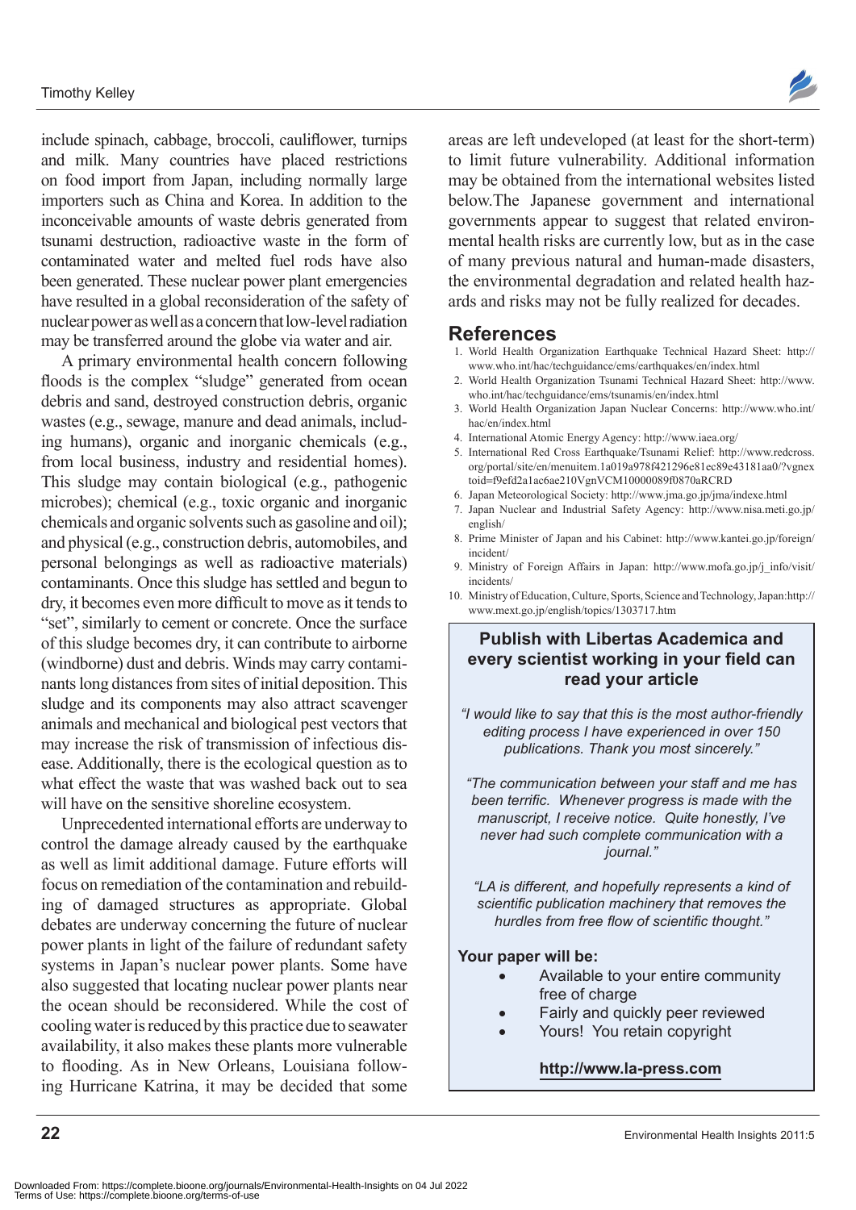include spinach, cabbage, broccoli, cauliflower, turnips and milk. Many countries have placed restrictions on food import from Japan, including normally large importers such as China and Korea. In addition to the inconceivable amounts of waste debris generated from tsunami destruction, radioactive waste in the form of contaminated water and melted fuel rods have also been generated. These nuclear power plant emergencies have resulted in a global reconsideration of the safety of nuclear power as well as a concern that low-level radiation may be transferred around the globe via water and air.

A primary environmental health concern following floods is the complex "sludge" generated from ocean debris and sand, destroyed construction debris, organic wastes (e.g., sewage, manure and dead animals, including humans), organic and inorganic chemicals (e.g., from local business, industry and residential homes). This sludge may contain biological (e.g., pathogenic microbes); chemical (e.g., toxic organic and inorganic chemicals and organic solvents such as gasoline and oil); and physical (e.g., construction debris, automobiles, and personal belongings as well as radioactive materials) contaminants. Once this sludge has settled and begun to dry, it becomes even more difficult to move as it tends to "set", similarly to cement or concrete. Once the surface of this sludge becomes dry, it can contribute to airborne (windborne) dust and debris. Winds may carry contaminants long distances from sites of initial deposition. This sludge and its components may also attract scavenger animals and mechanical and biological pest vectors that may increase the risk of transmission of infectious disease. Additionally, there is the ecological question as to what effect the waste that was washed back out to sea will have on the sensitive shoreline ecosystem.

Unprecedented international efforts are underway to control the damage already caused by the earthquake as well as limit additional damage. Future efforts will focus on remediation of the contamination and rebuilding of damaged structures as appropriate. Global debates are underway concerning the future of nuclear power plants in light of the failure of redundant safety systems in Japan's nuclear power plants. Some have also suggested that locating nuclear power plants near the ocean should be reconsidered. While the cost of cooling water is reduced by this practice due to seawater availability, it also makes these plants more vulnerable to flooding. As in New Orleans, Louisiana following Hurricane Katrina, it may be decided that some areas are left undeveloped (at least for the short-term) to limit future vulnerability. Additional information may be obtained from the international websites listed below.The Japanese government and international governments appear to suggest that related environmental health risks are currently low, but as in the case of many previous natural and human-made disasters, the environmental degradation and related health hazards and risks may not be fully realized for decades.

## References

1. World Health Organization Earthquake Technical Hazard Sheet: http://www.who.int/hac/techguidance/ems/earthquakes/en/index.html
2. World Health Organization Tsunami Technical Hazard Sheet: http://www.who.int/hac/techguidance/ems/tsunamis/en/index.html
3. World Health Organization Japan Nuclear Concerns: http://www.who.int/hac/en/index.html
4. International Atomic Energy Agency: http://www.iaea.org/
5. International Red Cross Earthquake/Tsunami Relief: http://www.redcross.org/portal/site/en/menuitem.1a019a978f421296e81ec89e43181aa0/?vgnextoid=f9efd2a1ac6ae210VgnVCM10000089f0870aRCRD
6. Japan Meteorological Society: http://www.jma.go.jp/jma/indexe.html
7. Japan Nuclear and Industrial Safety Agency: http://www.nisa.meti.go.jp/english/
8. Prime Minister of Japan and his Cabinet: http://www.kantei.go.jp/foreign/incident/
9. Ministry of Foreign Affairs in Japan: http://www.mofa.go.jp/j_info/visit/incidents/
10. Ministry of Education, Culture, Sports, Science and Technology, Japan:http://www.mext.go.jp/english/topics/1303717.htm

**Publish with Libertas Academica and every scientist working in your field can read your article**

*"I would like to say that this is the most author-friendly editing process I have experienced in over 150 publications. Thank you most sincerely."*

*"The communication between your staff and me has been terrific. Whenever progress is made with the manuscript, I receive notice. Quite honestly, I've never had such complete communication with a journal."*

*"LA is different, and hopefully represents a kind of scientific publication machinery that removes the hurdles from free flow of scientific thought."*

**Your paper will be:**

- Available to your entire community free of charge
- Fairly and quickly peer reviewed
- Yours! You retain copyright

**http://www.la-press.com**